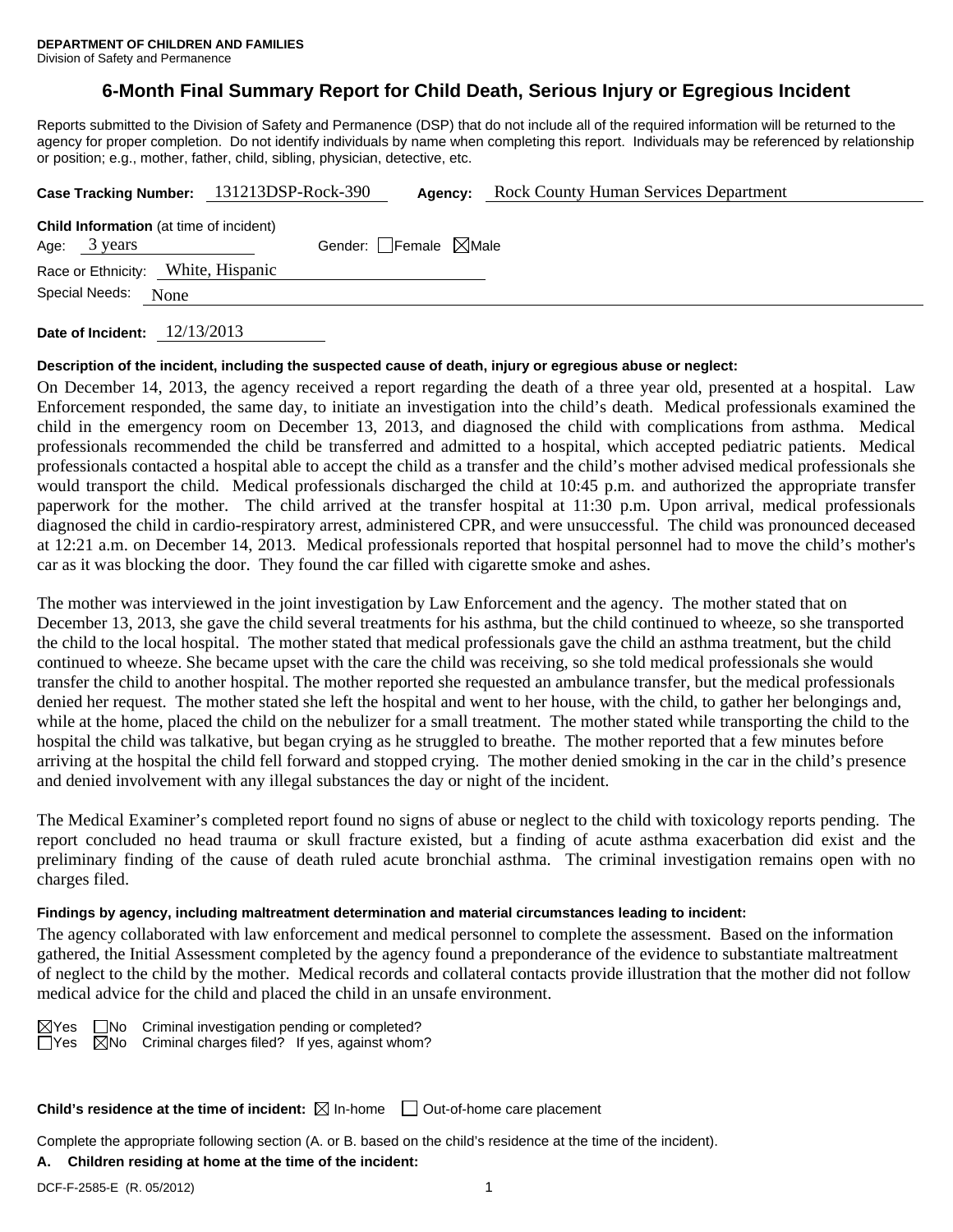**DEPARTMENT OF CHILDREN AND FAMILIES**
Division of Safety and Permanence

# 6-Month Final Summary Report for Child Death, Serious Injury or Egregious Incident

Reports submitted to the Division of Safety and Permanence (DSP) that do not include all of the required information will be returned to the agency for proper completion. Do not identify individuals by name when completing this report. Individuals may be referenced by relationship or position; e.g., mother, father, child, sibling, physician, detective, etc.

**Case Tracking Number:** 131213DSP-Rock-390 **Agency:** Rock County Human Services Department

**Child Information** (at time of incident)
Age: 3 years Gender: ☐Female ☒Male
Race or Ethnicity: White, Hispanic
Special Needs: None

**Date of Incident:** 12/13/2013

**Description of the incident, including the suspected cause of death, injury or egregious abuse or neglect:**

On December 14, 2013, the agency received a report regarding the death of a three year old, presented at a hospital. Law Enforcement responded, the same day, to initiate an investigation into the child's death. Medical professionals examined the child in the emergency room on December 13, 2013, and diagnosed the child with complications from asthma. Medical professionals recommended the child be transferred and admitted to a hospital, which accepted pediatric patients. Medical professionals contacted a hospital able to accept the child as a transfer and the child's mother advised medical professionals she would transport the child. Medical professionals discharged the child at 10:45 p.m. and authorized the appropriate transfer paperwork for the mother. The child arrived at the transfer hospital at 11:30 p.m. Upon arrival, medical professionals diagnosed the child in cardio-respiratory arrest, administered CPR, and were unsuccessful. The child was pronounced deceased at 12:21 a.m. on December 14, 2013. Medical professionals reported that hospital personnel had to move the child's mother's car as it was blocking the door. They found the car filled with cigarette smoke and ashes.

The mother was interviewed in the joint investigation by Law Enforcement and the agency. The mother stated that on December 13, 2013, she gave the child several treatments for his asthma, but the child continued to wheeze, so she transported the child to the local hospital. The mother stated that medical professionals gave the child an asthma treatment, but the child continued to wheeze. She became upset with the care the child was receiving, so she told medical professionals she would transfer the child to another hospital. The mother reported she requested an ambulance transfer, but the medical professionals denied her request. The mother stated she left the hospital and went to her house, with the child, to gather her belongings and, while at the home, placed the child on the nebulizer for a small treatment. The mother stated while transporting the child to the hospital the child was talkative, but began crying as he struggled to breathe. The mother reported that a few minutes before arriving at the hospital the child fell forward and stopped crying. The mother denied smoking in the car in the child's presence and denied involvement with any illegal substances the day or night of the incident.

The Medical Examiner's completed report found no signs of abuse or neglect to the child with toxicology reports pending. The report concluded no head trauma or skull fracture existed, but a finding of acute asthma exacerbation did exist and the preliminary finding of the cause of death ruled acute bronchial asthma. The criminal investigation remains open with no charges filed.

**Findings by agency, including maltreatment determination and material circumstances leading to incident:**

The agency collaborated with law enforcement and medical personnel to complete the assessment. Based on the information gathered, the Initial Assessment completed by the agency found a preponderance of the evidence to substantiate maltreatment of neglect to the child by the mother. Medical records and collateral contacts provide illustration that the mother did not follow medical advice for the child and placed the child in an unsafe environment.

☒Yes ☐No Criminal investigation pending or completed?
☐Yes ☒No Criminal charges filed? If yes, against whom?

**Child's residence at the time of incident:** ☒ In-home ☐ Out-of-home care placement

Complete the appropriate following section (A. or B. based on the child's residence at the time of the incident).

**A. Children residing at home at the time of the incident:**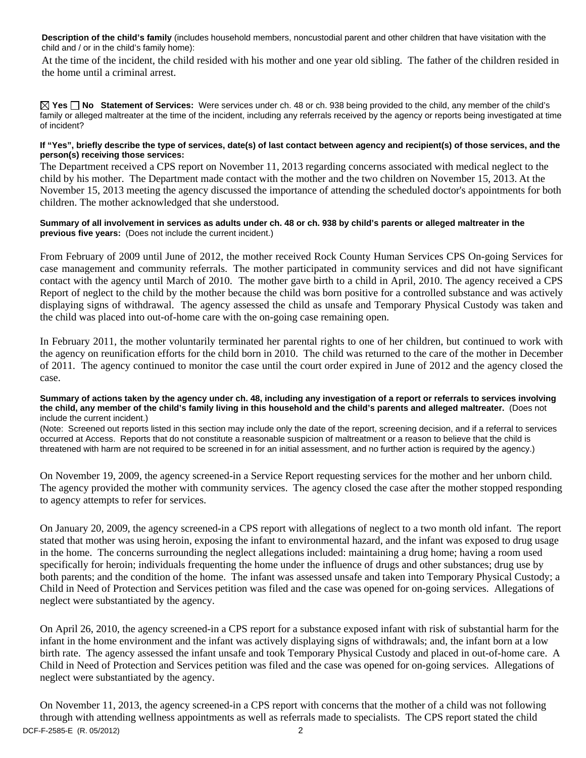**Description of the child's family** (includes household members, noncustodial parent and other children that have visitation with the child and / or in the child's family home):

At the time of the incident, the child resided with his mother and one year old sibling. The father of the children resided in the home until a criminal arrest.

☒ **Yes** ☐ **No** **Statement of Services:** Were services under ch. 48 or ch. 938 being provided to the child, any member of the child's family or alleged maltreater at the time of the incident, including any referrals received by the agency or reports being investigated at time of incident?

**If "Yes", briefly describe the type of services, date(s) of last contact between agency and recipient(s) of those services, and the person(s) receiving those services:**

The Department received a CPS report on November 11, 2013 regarding concerns associated with medical neglect to the child by his mother. The Department made contact with the mother and the two children on November 15, 2013. At the November 15, 2013 meeting the agency discussed the importance of attending the scheduled doctor's appointments for both children. The mother acknowledged that she understood.

**Summary of all involvement in services as adults under ch. 48 or ch. 938 by child's parents or alleged maltreater in the previous five years:** (Does not include the current incident.)

From February of 2009 until June of 2012, the mother received Rock County Human Services CPS On-going Services for case management and community referrals. The mother participated in community services and did not have significant contact with the agency until March of 2010. The mother gave birth to a child in April, 2010. The agency received a CPS Report of neglect to the child by the mother because the child was born positive for a controlled substance and was actively displaying signs of withdrawal. The agency assessed the child as unsafe and Temporary Physical Custody was taken and the child was placed into out-of-home care with the on-going case remaining open.

In February 2011, the mother voluntarily terminated her parental rights to one of her children, but continued to work with the agency on reunification efforts for the child born in 2010. The child was returned to the care of the mother in December of 2011. The agency continued to monitor the case until the court order expired in June of 2012 and the agency closed the case.

**Summary of actions taken by the agency under ch. 48, including any investigation of a report or referrals to services involving the child, any member of the child's family living in this household and the child's parents and alleged maltreater.** (Does not include the current incident.)

(Note: Screened out reports listed in this section may include only the date of the report, screening decision, and if a referral to services occurred at Access. Reports that do not constitute a reasonable suspicion of maltreatment or a reason to believe that the child is threatened with harm are not required to be screened in for an initial assessment, and no further action is required by the agency.)

On November 19, 2009, the agency screened-in a Service Report requesting services for the mother and her unborn child. The agency provided the mother with community services. The agency closed the case after the mother stopped responding to agency attempts to refer for services.

On January 20, 2009, the agency screened-in a CPS report with allegations of neglect to a two month old infant. The report stated that mother was using heroin, exposing the infant to environmental hazard, and the infant was exposed to drug usage in the home. The concerns surrounding the neglect allegations included: maintaining a drug home; having a room used specifically for heroin; individuals frequenting the home under the influence of drugs and other substances; drug use by both parents; and the condition of the home. The infant was assessed unsafe and taken into Temporary Physical Custody; a Child in Need of Protection and Services petition was filed and the case was opened for on-going services. Allegations of neglect were substantiated by the agency.

On April 26, 2010, the agency screened-in a CPS report for a substance exposed infant with risk of substantial harm for the infant in the home environment and the infant was actively displaying signs of withdrawals; and, the infant born at a low birth rate. The agency assessed the infant unsafe and took Temporary Physical Custody and placed in out-of-home care. A Child in Need of Protection and Services petition was filed and the case was opened for on-going services. Allegations of neglect were substantiated by the agency.

On November 11, 2013, the agency screened-in a CPS report with concerns that the mother of a child was not following through with attending wellness appointments as well as referrals made to specialists. The CPS report stated the child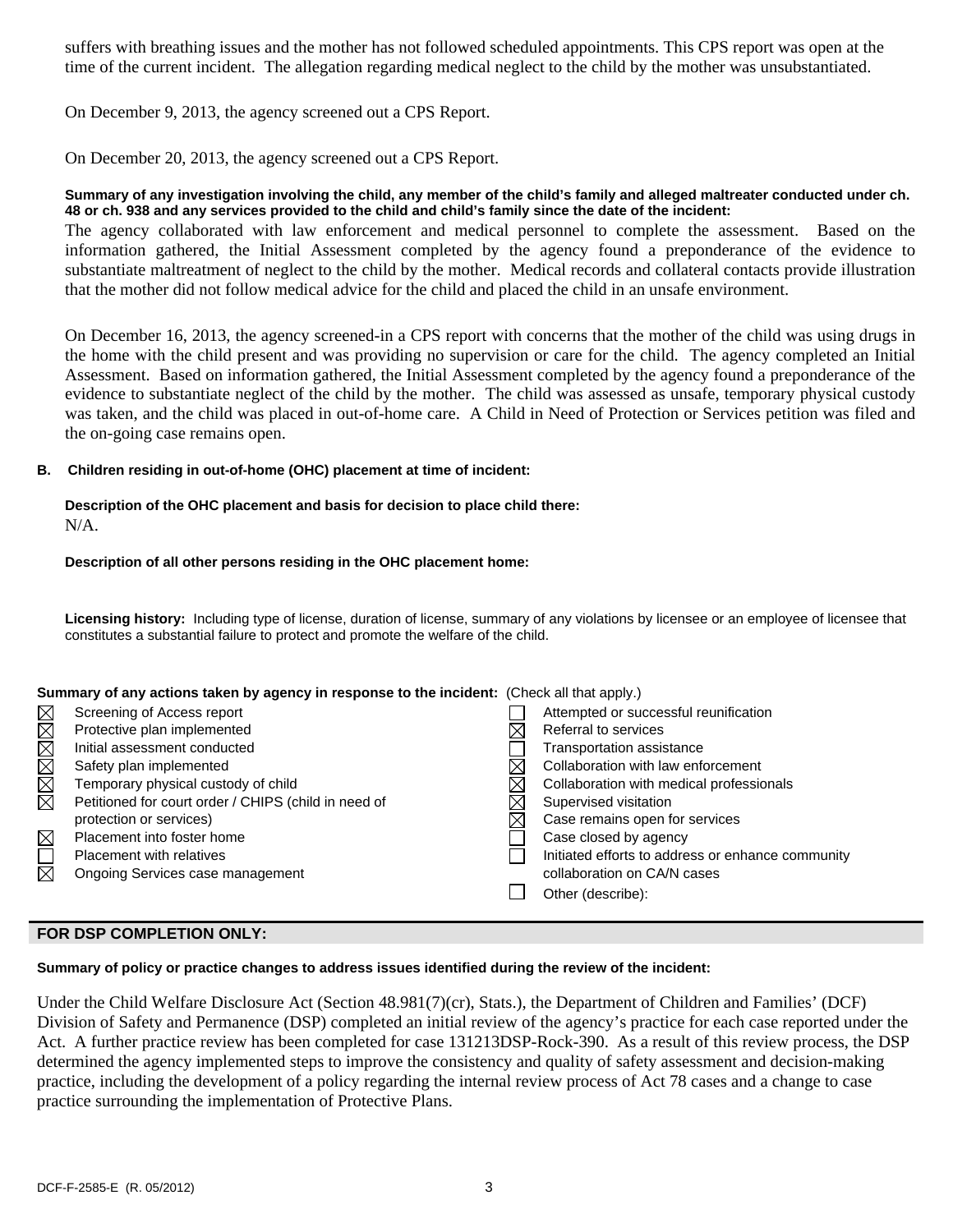suffers with breathing issues and the mother has not followed scheduled appointments. This CPS report was open at the time of the current incident. The allegation regarding medical neglect to the child by the mother was unsubstantiated.

On December 9, 2013, the agency screened out a CPS Report.

On December 20, 2013, the agency screened out a CPS Report.

**Summary of any investigation involving the child, any member of the child's family and alleged maltreater conducted under ch. 48 or ch. 938 and any services provided to the child and child's family since the date of the incident:**

The agency collaborated with law enforcement and medical personnel to complete the assessment. Based on the information gathered, the Initial Assessment completed by the agency found a preponderance of the evidence to substantiate maltreatment of neglect to the child by the mother. Medical records and collateral contacts provide illustration that the mother did not follow medical advice for the child and placed the child in an unsafe environment.

On December 16, 2013, the agency screened-in a CPS report with concerns that the mother of the child was using drugs in the home with the child present and was providing no supervision or care for the child. The agency completed an Initial Assessment. Based on information gathered, the Initial Assessment completed by the agency found a preponderance of the evidence to substantiate neglect of the child by the mother. The child was assessed as unsafe, temporary physical custody was taken, and the child was placed in out-of-home care. A Child in Need of Protection or Services petition was filed and the on-going case remains open.

**B. Children residing in out-of-home (OHC) placement at time of incident:**

**Description of the OHC placement and basis for decision to place child there:**

N/A.

**Description of all other persons residing in the OHC placement home:**

**Licensing history:** Including type of license, duration of license, summary of any violations by licensee or an employee of licensee that constitutes a substantial failure to protect and promote the welfare of the child.

**Summary of any actions taken by agency in response to the incident:** (Check all that apply.)

- ☒ Screening of Access report
- ☒ Protective plan implemented
- ☒ Initial assessment conducted
- ☒ Safety plan implemented
- ☒ Temporary physical custody of child
- ☒ Petitioned for court order / CHIPS (child in need of protection or services)
- ☒ Placement into foster home
- ☐ Placement with relatives
- ☒ Ongoing Services case management
- ☐ Attempted or successful reunification
- ☒ Referral to services
- ☐ Transportation assistance
- ☒ Collaboration with law enforcement
- ☒ Collaboration with medical professionals
- ☒ Supervised visitation
- ☒ Case remains open for services
- ☐ Case closed by agency
- ☐ Initiated efforts to address or enhance community collaboration on CA/N cases
- ☐ Other (describe):

## FOR DSP COMPLETION ONLY:

**Summary of policy or practice changes to address issues identified during the review of the incident:**

Under the Child Welfare Disclosure Act (Section 48.981(7)(cr), Stats.), the Department of Children and Families' (DCF) Division of Safety and Permanence (DSP) completed an initial review of the agency's practice for each case reported under the Act. A further practice review has been completed for case 131213DSP-Rock-390. As a result of this review process, the DSP determined the agency implemented steps to improve the consistency and quality of safety assessment and decision-making practice, including the development of a policy regarding the internal review process of Act 78 cases and a change to case practice surrounding the implementation of Protective Plans.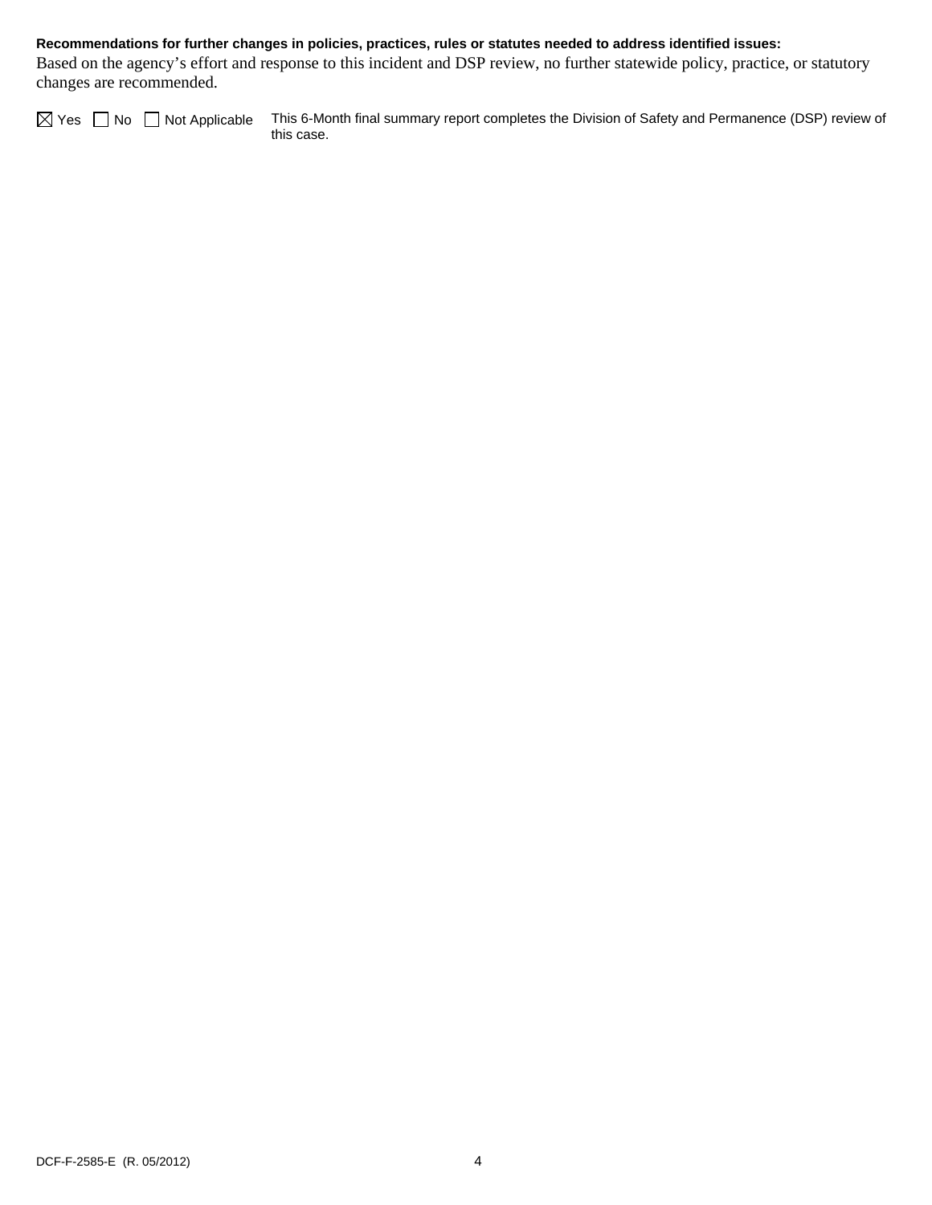**Recommendations for further changes in policies, practices, rules or statutes needed to address identified issues:**

Based on the agency's effort and response to this incident and DSP review, no further statewide policy, practice, or statutory changes are recommended.

☒ Yes ☐ No ☐ Not Applicable This 6-Month final summary report completes the Division of Safety and Permanence (DSP) review of this case.

DCF-F-2585-E (R. 05/2012)